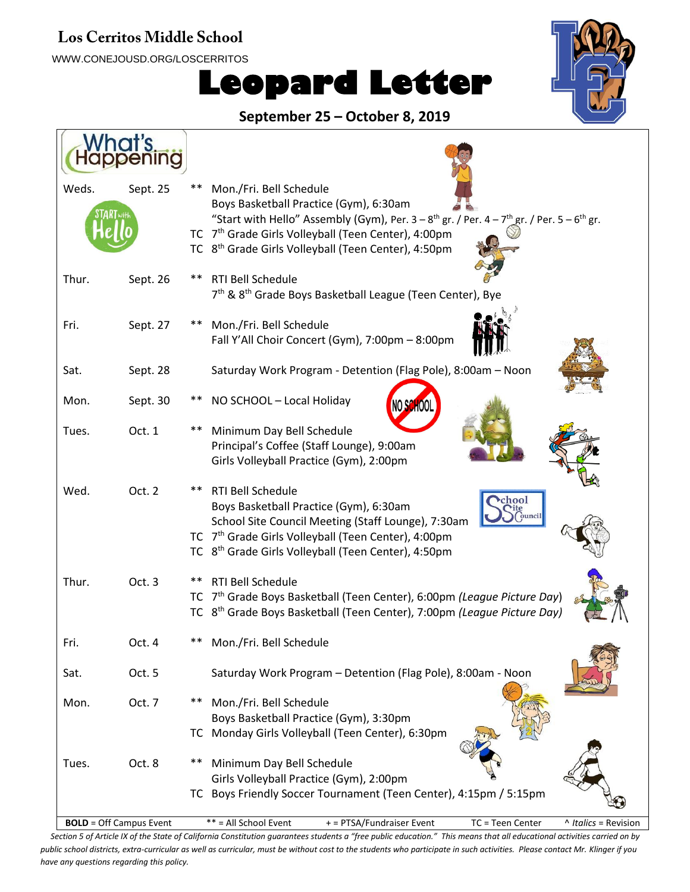# Los Cerritos Middle School

WWW.CONEJOUSD.ORG/LOSCERRITOS

# Leopard Letter

**September 25 – October 8, 2019**

## What's Happening...

| Day | Date | | Event |
|---|---|---|---|
| Weds. | Sept. 25 | ** | Mon./Fri. Bell Schedule |
| | | | Boys Basketball Practice (Gym), 6:30am |
| | | | "Start with Hello" Assembly (Gym), Per. 3 – 8th gr. / Per. 4 – 7th gr. / Per. 5 – 6th gr. |
| | | TC | 7th Grade Girls Volleyball (Teen Center), 4:00pm |
| | | TC | 8th Grade Girls Volleyball (Teen Center), 4:50pm |
| Thur. | Sept. 26 | ** | RTI Bell Schedule |
| | | | 7th & 8th Grade Boys Basketball League (Teen Center), Bye |
| Fri. | Sept. 27 | ** | Mon./Fri. Bell Schedule |
| | | | Fall Y'All Choir Concert (Gym), 7:00pm – 8:00pm |
| Sat. | Sept. 28 | | Saturday Work Program - Detention (Flag Pole), 8:00am – Noon |
| Mon. | Sept. 30 | ** | NO SCHOOL – Local Holiday |
| Tues. | Oct. 1 | ** | Minimum Day Bell Schedule |
| | | | Principal's Coffee (Staff Lounge), 9:00am |
| | | | Girls Volleyball Practice (Gym), 2:00pm |
| Wed. | Oct. 2 | ** | RTI Bell Schedule |
| | | | Boys Basketball Practice (Gym), 6:30am |
| | | | School Site Council Meeting (Staff Lounge), 7:30am |
| | | TC | 7th Grade Girls Volleyball (Teen Center), 4:00pm |
| | | TC | 8th Grade Girls Volleyball (Teen Center), 4:50pm |
| Thur. | Oct. 3 | ** | RTI Bell Schedule |
| | | TC | 7th Grade Boys Basketball (Teen Center), 6:00pm *(League Picture Day)* |
| | | TC | 8th Grade Boys Basketball (Teen Center), 7:00pm *(League Picture Day)* |
| Fri. | Oct. 4 | ** | Mon./Fri. Bell Schedule |
| Sat. | Oct. 5 | | Saturday Work Program – Detention (Flag Pole), 8:00am - Noon |
| Mon. | Oct. 7 | ** | Mon./Fri. Bell Schedule |
| | | | Boys Basketball Practice (Gym), 3:30pm |
| | | TC | Monday Girls Volleyball (Teen Center), 6:30pm |
| Tues. | Oct. 8 | ** | Minimum Day Bell Schedule |
| | | | Girls Volleyball Practice (Gym), 2:00pm |
| | | TC | Boys Friendly Soccer Tournament (Teen Center), 4:15pm / 5:15pm |

**BOLD** = Off Campus Event | ** = All School Event | + = PTSA/Fundraiser Event | TC = Teen Center | ^ *Italics* = Revision

*Section 5 of Article IX of the State of California Constitution guarantees students a "free public education." This means that all educational activities carried on by public school districts, extra-curricular as well as curricular, must be without cost to the students who participate in such activities. Please contact Mr. Klinger if you have any questions regarding this policy.*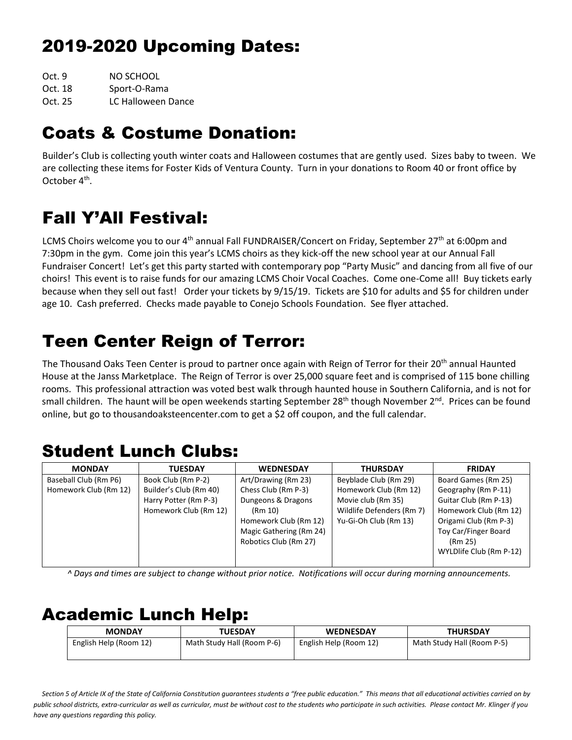# 2019-2020 Upcoming Dates:

Oct. 9 NO SCHOOL
Oct. 18 Sport-O-Rama
Oct. 25 LC Halloween Dance

# Coats & Costume Donation:

Builder's Club is collecting youth winter coats and Halloween costumes that are gently used. Sizes baby to tween. We are collecting these items for Foster Kids of Ventura County. Turn in your donations to Room 40 or front office by October 4th.

# Fall Y'All Festival:

LCMS Choirs welcome you to our 4th annual Fall FUNDRAISER/Concert on Friday, September 27th at 6:00pm and 7:30pm in the gym. Come join this year's LCMS choirs as they kick-off the new school year at our Annual Fall Fundraiser Concert! Let's get this party started with contemporary pop "Party Music" and dancing from all five of our choirs! This event is to raise funds for our amazing LCMS Choir Vocal Coaches. Come one-Come all! Buy tickets early because when they sell out fast! Order your tickets by 9/15/19. Tickets are $10 for adults and $5 for children under age 10. Cash preferred. Checks made payable to Conejo Schools Foundation. See flyer attached.

# Teen Center Reign of Terror:

The Thousand Oaks Teen Center is proud to partner once again with Reign of Terror for their 20th annual Haunted House at the Janss Marketplace. The Reign of Terror is over 25,000 square feet and is comprised of 115 bone chilling rooms. This professional attraction was voted best walk through haunted house in Southern California, and is not for small children. The haunt will be open weekends starting September 28th though November 2nd. Prices can be found online, but go to thousandoaksteencenter.com to get a $2 off coupon, and the full calendar.

# Student Lunch Clubs:

| MONDAY | TUESDAY | WEDNESDAY | THURSDAY | FRIDAY |
|---|---|---|---|---|
| Baseball Club (Rm P6)<br>Homework Club (Rm 12) | Book Club (Rm P-2)<br>Builder's Club (Rm 40)<br>Harry Potter (Rm P-3)<br>Homework Club (Rm 12) | Art/Drawing (Rm 23)<br>Chess Club (Rm P-3)<br>Dungeons & Dragons (Rm 10)<br>Homework Club (Rm 12)<br>Magic Gathering (Rm 24)<br>Robotics Club (Rm 27) | Beyblade Club (Rm 29)<br>Homework Club (Rm 12)<br>Movie club (Rm 35)<br>Wildlife Defenders (Rm 7)<br>Yu-Gi-Oh Club (Rm 13) | Board Games (Rm 25)<br>Geography (Rm P-11)<br>Guitar Club (Rm P-13)<br>Homework Club (Rm 12)<br>Origami Club (Rm P-3)<br>Toy Car/Finger Board (Rm 25)<br>WYLDlife Club (Rm P-12) |

*^ Days and times are subject to change without prior notice. Notifications will occur during morning announcements.*

# Academic Lunch Help:

| MONDAY | TUESDAY | WEDNESDAY | THURSDAY |
|---|---|---|---|
| English Help (Room 12) | Math Study Hall (Room P-6) | English Help (Room 12) | Math Study Hall (Room P-5) |

*Section 5 of Article IX of the State of California Constitution guarantees students a "free public education." This means that all educational activities carried on by public school districts, extra-curricular as well as curricular, must be without cost to the students who participate in such activities. Please contact Mr. Klinger if you have any questions regarding this policy.*